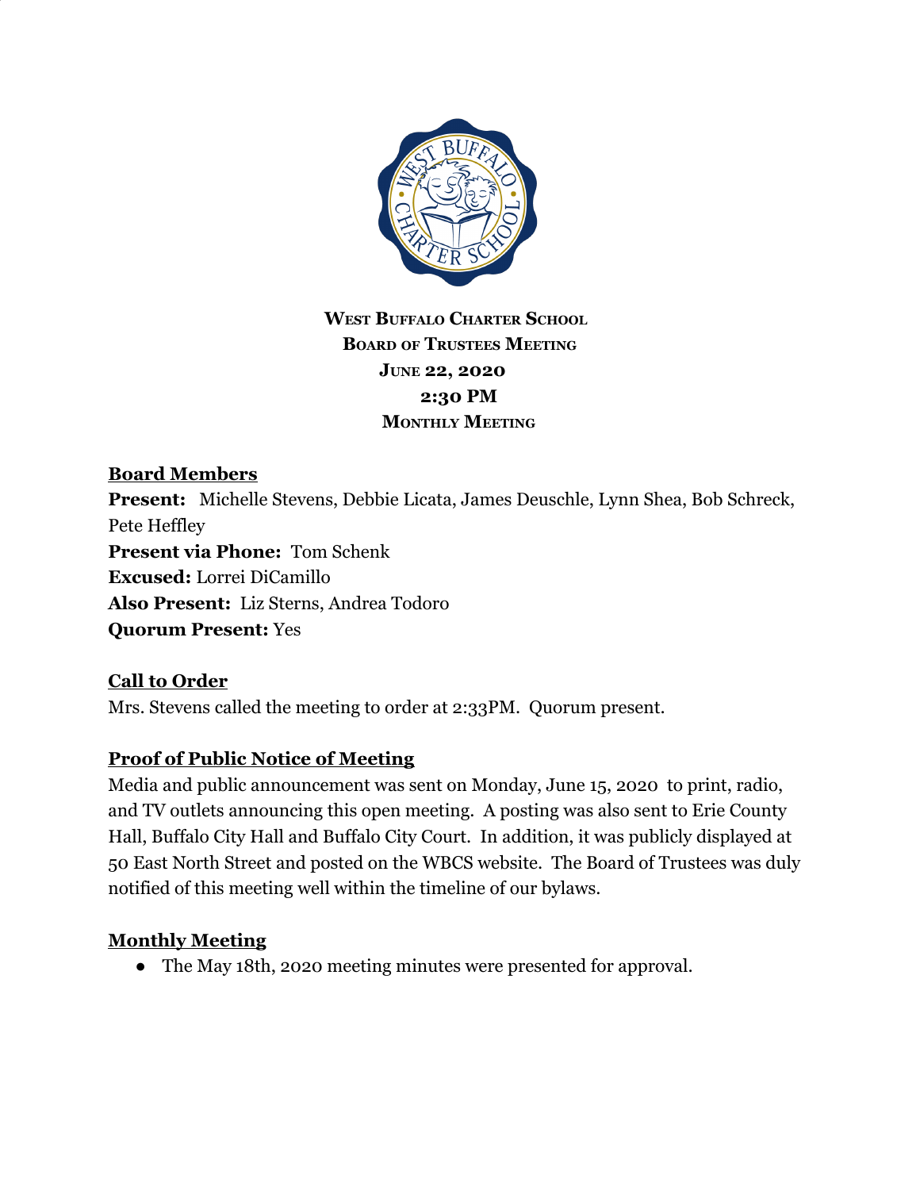**West Buffalo Charter School**
**Board of Trustees Meeting**
**June 22, 2020**
**2:30 PM**
**Monthly Meeting**

## Board Members

**Present:** Michelle Stevens, Debbie Licata, James Deuschle, Lynn Shea, Bob Schreck, Pete Heffley
**Present via Phone:** Tom Schenk
**Excused:** Lorrei DiCamillo
**Also Present:** Liz Sterns, Andrea Todoro
**Quorum Present:** Yes

## Call to Order

Mrs. Stevens called the meeting to order at 2:33PM. Quorum present.

## Proof of Public Notice of Meeting

Media and public announcement was sent on Monday, June 15, 2020 to print, radio, and TV outlets announcing this open meeting. A posting was also sent to Erie County Hall, Buffalo City Hall and Buffalo City Court. In addition, it was publicly displayed at 50 East North Street and posted on the WBCS website. The Board of Trustees was duly notified of this meeting well within the timeline of our bylaws.

## Monthly Meeting

- The May 18th, 2020 meeting minutes were presented for approval.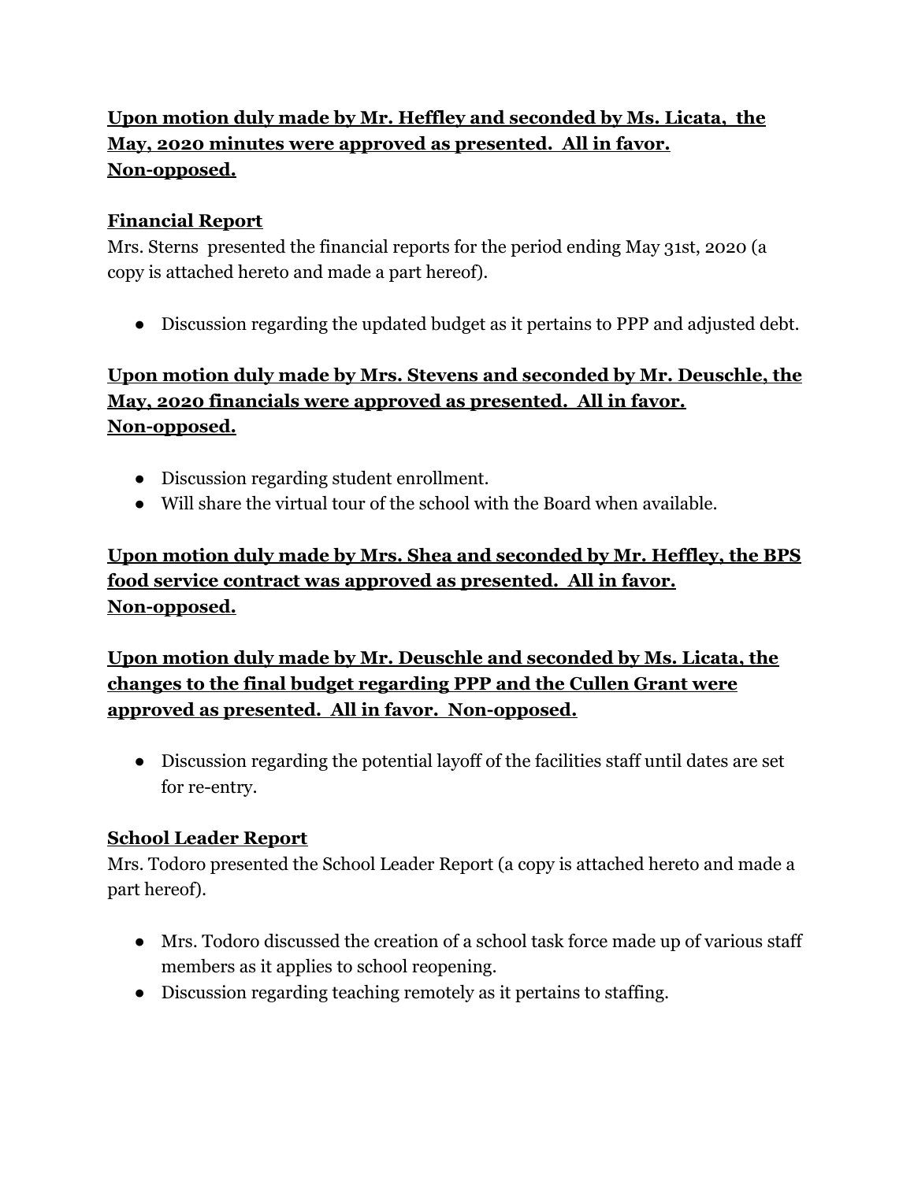**Upon motion duly made by Mr. Heffley and seconded by Ms. Licata, the May, 2020 minutes were approved as presented. All in favor. Non-opposed.**

## Financial Report

Mrs. Sterns presented the financial reports for the period ending May 31st, 2020 (a copy is attached hereto and made a part hereof).

- Discussion regarding the updated budget as it pertains to PPP and adjusted debt.

**Upon motion duly made by Mrs. Stevens and seconded by Mr. Deuschle, the May, 2020 financials were approved as presented. All in favor. Non-opposed.**

- Discussion regarding student enrollment.
- Will share the virtual tour of the school with the Board when available.

**Upon motion duly made by Mrs. Shea and seconded by Mr. Heffley, the BPS food service contract was approved as presented. All in favor. Non-opposed.**

**Upon motion duly made by Mr. Deuschle and seconded by Ms. Licata, the changes to the final budget regarding PPP and the Cullen Grant were approved as presented. All in favor. Non-opposed.**

- Discussion regarding the potential layoff of the facilities staff until dates are set for re-entry.

## School Leader Report

Mrs. Todoro presented the School Leader Report (a copy is attached hereto and made a part hereof).

- Mrs. Todoro discussed the creation of a school task force made up of various staff members as it applies to school reopening.
- Discussion regarding teaching remotely as it pertains to staffing.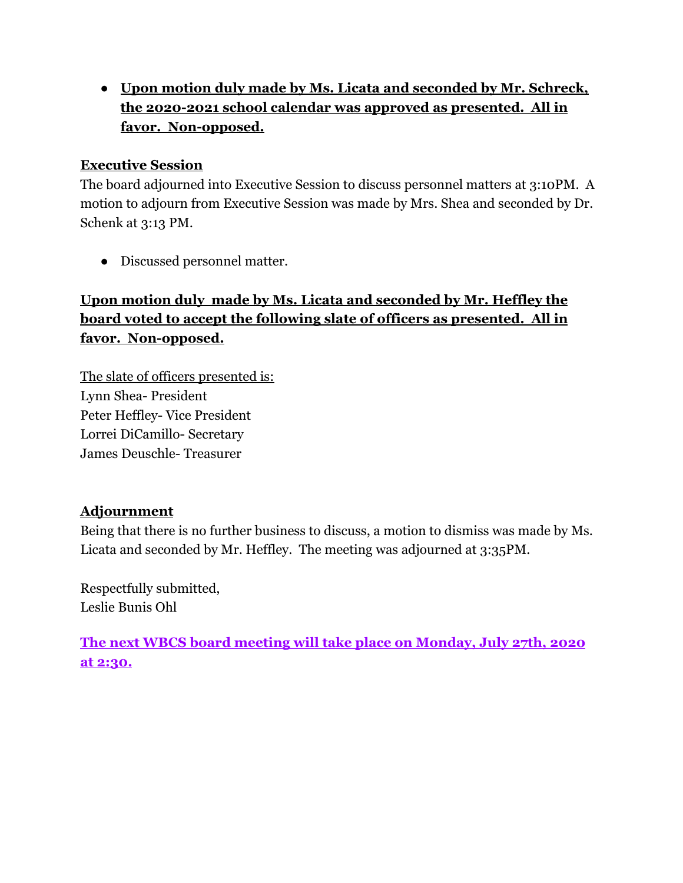- **Upon motion duly made by Ms. Licata and seconded by Mr. Schreck, the 2020-2021 school calendar was approved as presented. All in favor. Non-opposed.**

**Executive Session**

The board adjourned into Executive Session to discuss personnel matters at 3:10PM. A motion to adjourn from Executive Session was made by Mrs. Shea and seconded by Dr. Schenk at 3:13 PM.

- Discussed personnel matter.

**Upon motion duly made by Ms. Licata and seconded by Mr. Heffley the board voted to accept the following slate of officers as presented. All in favor. Non-opposed.**

The slate of officers presented is:
Lynn Shea- President
Peter Heffley- Vice President
Lorrei DiCamillo- Secretary
James Deuschle- Treasurer

**Adjournment**

Being that there is no further business to discuss, a motion to dismiss was made by Ms. Licata and seconded by Mr. Heffley. The meeting was adjourned at 3:35PM.

Respectfully submitted,
Leslie Bunis Ohl

**The next WBCS board meeting will take place on Monday, July 27th, 2020 at 2:30.**